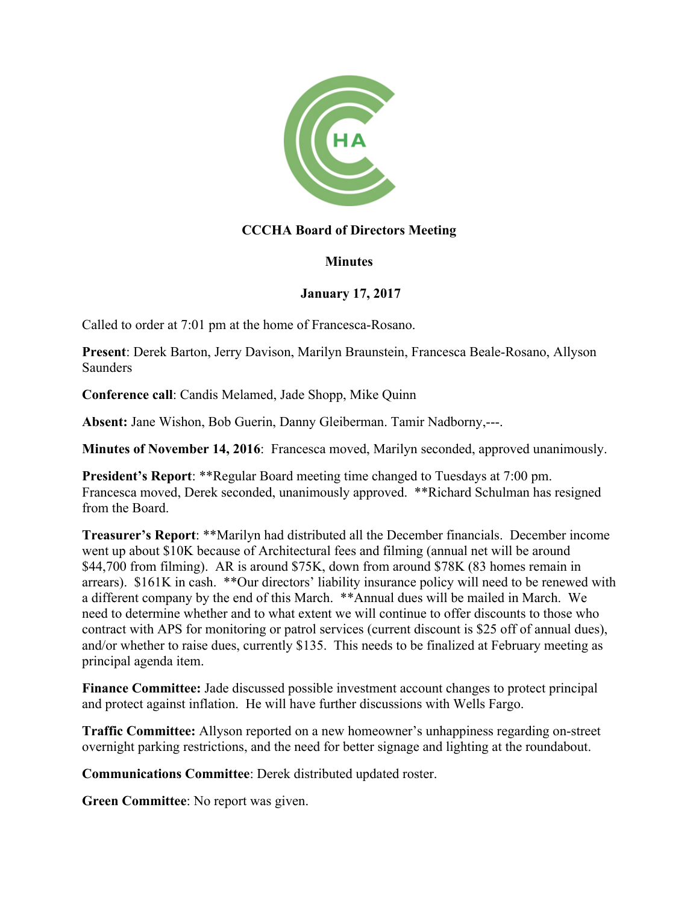**CCCHA Board of Directors Meeting**

**Minutes**

**January 17, 2017**

Called to order at 7:01 pm at the home of Francesca-Rosano.

**Present**: Derek Barton, Jerry Davison, Marilyn Braunstein, Francesca Beale-Rosano, Allyson Saunders

**Conference call**: Candis Melamed, Jade Shopp, Mike Quinn

**Absent:** Jane Wishon, Bob Guerin, Danny Gleiberman. Tamir Nadborny,---.

**Minutes of November 14, 2016**: Francesca moved, Marilyn seconded, approved unanimously.

**President's Report**: **Regular Board meeting time changed to Tuesdays at 7:00 pm. Francesca moved, Derek seconded, unanimously approved. **Richard Schulman has resigned from the Board.

**Treasurer's Report**: **Marilyn had distributed all the December financials. December income went up about $10K because of Architectural fees and filming (annual net will be around $44,700 from filming). AR is around $75K, down from around $78K (83 homes remain in arrears). $161K in cash. **Our directors' liability insurance policy will need to be renewed with a different company by the end of this March. **Annual dues will be mailed in March. We need to determine whether and to what extent we will continue to offer discounts to those who contract with APS for monitoring or patrol services (current discount is $25 off of annual dues), and/or whether to raise dues, currently $135. This needs to be finalized at February meeting as principal agenda item.

**Finance Committee:** Jade discussed possible investment account changes to protect principal and protect against inflation. He will have further discussions with Wells Fargo.

**Traffic Committee:** Allyson reported on a new homeowner's unhappiness regarding on-street overnight parking restrictions, and the need for better signage and lighting at the roundabout.

**Communications Committee**: Derek distributed updated roster.

**Green Committee**: No report was given.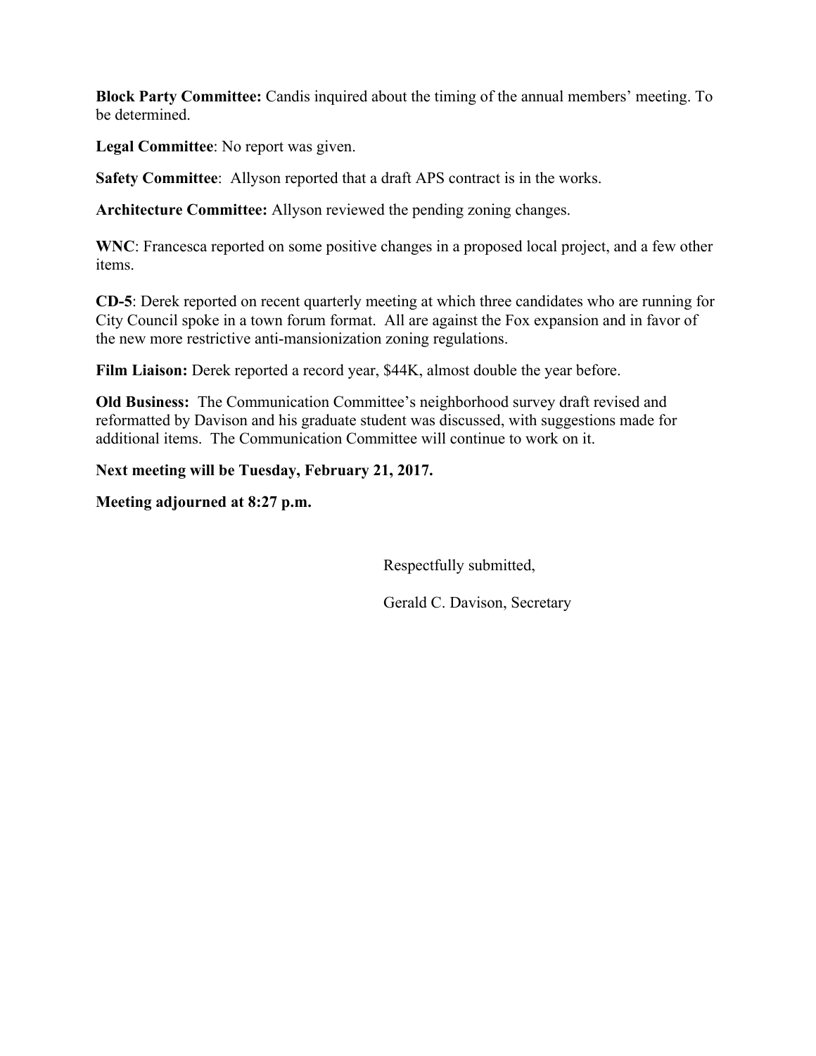**Block Party Committee:** Candis inquired about the timing of the annual members' meeting. To be determined.

**Legal Committee**: No report was given.

**Safety Committee**: Allyson reported that a draft APS contract is in the works.

**Architecture Committee:** Allyson reviewed the pending zoning changes.

**WNC**: Francesca reported on some positive changes in a proposed local project, and a few other items.

**CD-5**: Derek reported on recent quarterly meeting at which three candidates who are running for City Council spoke in a town forum format. All are against the Fox expansion and in favor of the new more restrictive anti-mansionization zoning regulations.

**Film Liaison:** Derek reported a record year, $44K, almost double the year before.

**Old Business:** The Communication Committee's neighborhood survey draft revised and reformatted by Davison and his graduate student was discussed, with suggestions made for additional items. The Communication Committee will continue to work on it.

**Next meeting will be Tuesday, February 21, 2017.**

**Meeting adjourned at 8:27 p.m.**

Respectfully submitted,

Gerald C. Davison, Secretary